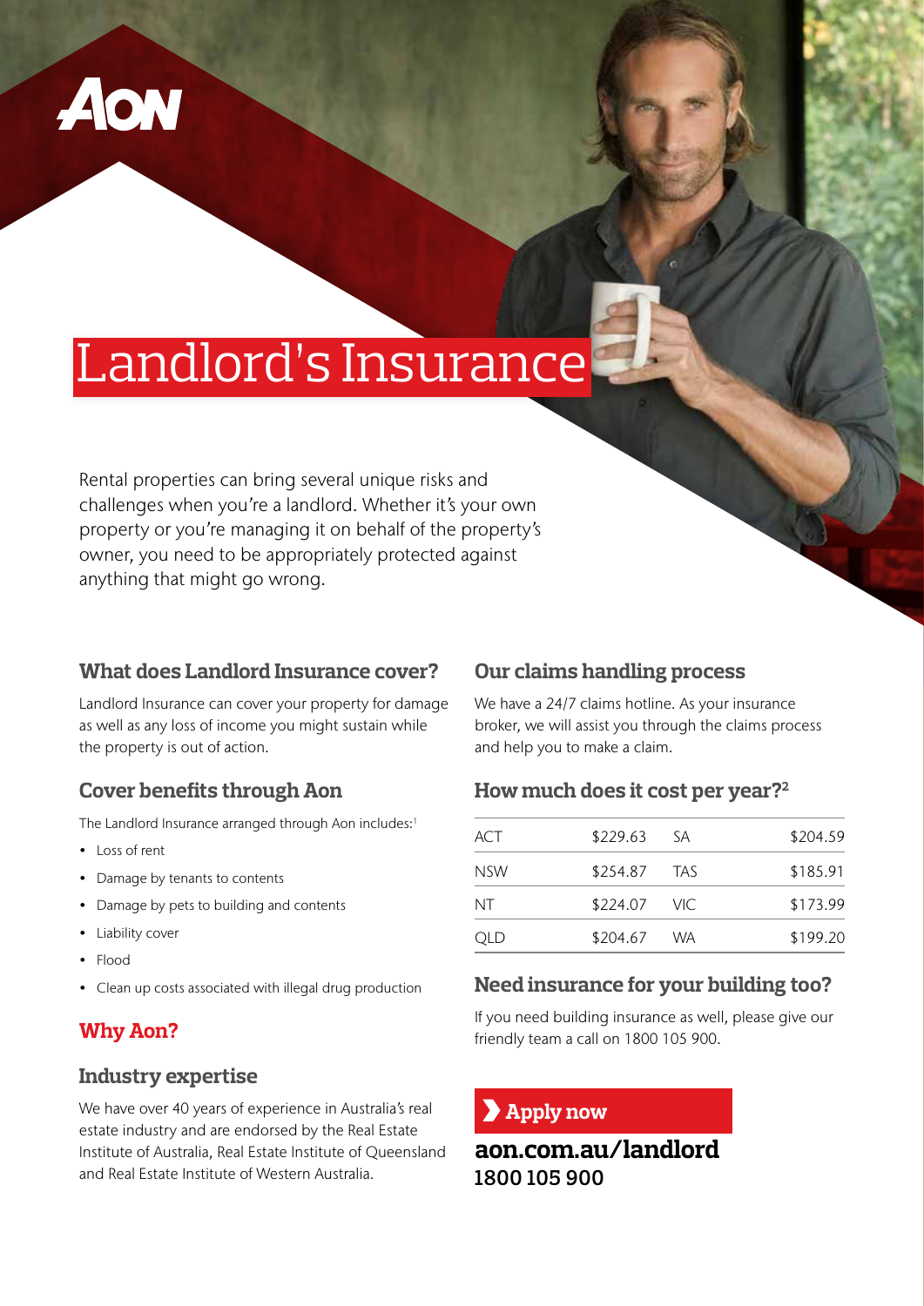AON

# Landlord's Insurance

Rental properties can bring several unique risks and challenges when you're a landlord. Whether it's your own property or you're managing it on behalf of the property's owner, you need to be appropriately protected against anything that might go wrong.

## What does Landlord Insurance cover?

Landlord Insurance can cover your property for damage as well as any loss of income you might sustain while the property is out of action.

## Cover benefits through Aon

The Landlord Insurance arranged through Aon includes:[1]

- Loss of rent
- Damage by tenants to contents
- Damage by pets to building and contents
- Liability cover
- Flood
- Clean up costs associated with illegal drug production

## Why Aon?

### Industry expertise

We have over 40 years of experience in Australia's real estate industry and are endorsed by the Real Estate Institute of Australia, Real Estate Institute of Queensland and Real Estate Institute of Western Australia.

## Our claims handling process

We have a 24/7 claims hotline. As your insurance broker, we will assist you through the claims process and help you to make a claim.

## How much does it cost per year?[2]

| State | Cost | State | Cost |
|---|---|---|---|
| ACT | $229.63 | SA | $204.59 |
| NSW | $254.87 | TAS | $185.91 |
| NT | $224.07 | VIC | $173.99 |
| QLD | $204.67 | WA | $199.20 |

## Need insurance for your building too?

If you need building insurance as well, please give our friendly team a call on 1800 105 900.

**Apply now**

**aon.com.au/landlord**
**1800 105 900**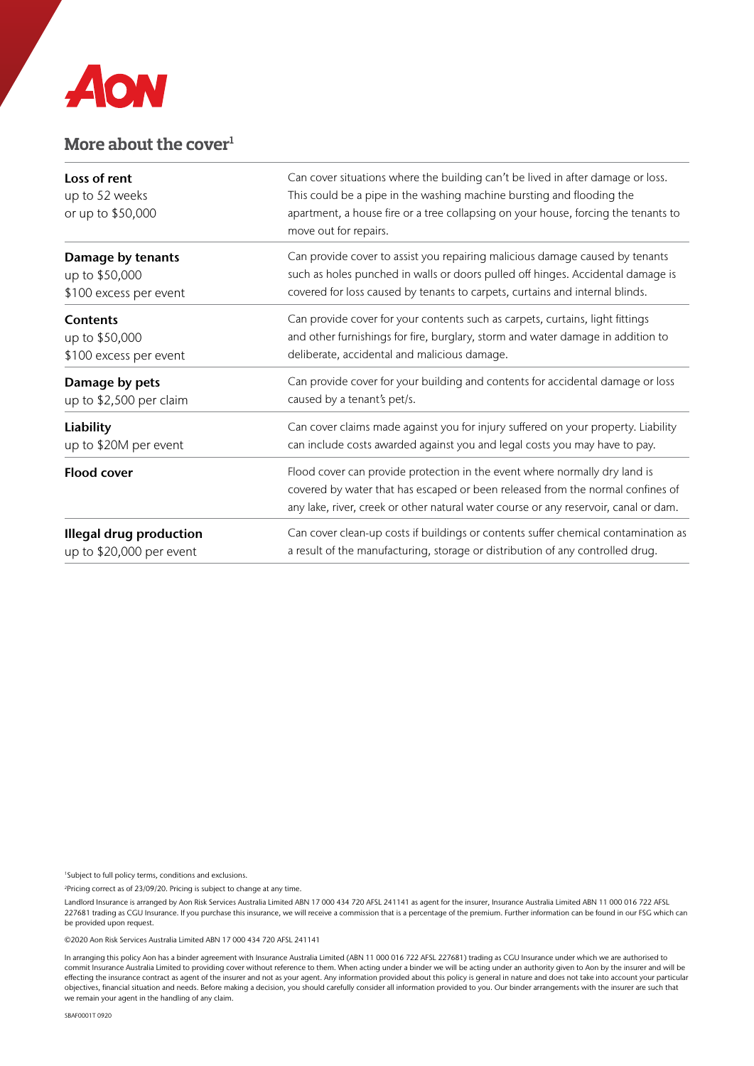## More about the cover[1]

| | |
|---|---|
| **Loss of rent**<br>up to 52 weeks<br>or up to $50,000 | Can cover situations where the building can't be lived in after damage or loss. This could be a pipe in the washing machine bursting and flooding the apartment, a house fire or a tree collapsing on your house, forcing the tenants to move out for repairs. |
| **Damage by tenants**<br>up to $50,000<br>$100 excess per event | Can provide cover to assist you repairing malicious damage caused by tenants such as holes punched in walls or doors pulled off hinges. Accidental damage is covered for loss caused by tenants to carpets, curtains and internal blinds. |
| **Contents**<br>up to $50,000<br>$100 excess per event | Can provide cover for your contents such as carpets, curtains, light fittings and other furnishings for fire, burglary, storm and water damage in addition to deliberate, accidental and malicious damage. |
| **Damage by pets**<br>up to $2,500 per claim | Can provide cover for your building and contents for accidental damage or loss caused by a tenant's pet/s. |
| **Liability**<br>up to $20M per event | Can cover claims made against you for injury suffered on your property. Liability can include costs awarded against you and legal costs you may have to pay. |
| **Flood cover** | Flood cover can provide protection in the event where normally dry land is covered by water that has escaped or been released from the normal confines of any lake, river, creek or other natural water course or any reservoir, canal or dam. |
| **Illegal drug production**<br>up to $20,000 per event | Can cover clean-up costs if buildings or contents suffer chemical contamination as a result of the manufacturing, storage or distribution of any controlled drug. |

[1]Subject to full policy terms, conditions and exclusions.

[2]Pricing correct as of 23/09/20. Pricing is subject to change at any time.

Landlord Insurance is arranged by Aon Risk Services Australia Limited ABN 17 000 434 720 AFSL 241141 as agent for the insurer, Insurance Australia Limited ABN 11 000 016 722 AFSL 227681 trading as CGU Insurance. If you purchase this insurance, we will receive a commission that is a percentage of the premium. Further information can be found in our FSG which can be provided upon request.

©2020 Aon Risk Services Australia Limited ABN 17 000 434 720 AFSL 241141

In arranging this policy Aon has a binder agreement with Insurance Australia Limited (ABN 11 000 016 722 AFSL 227681) trading as CGU Insurance under which we are authorised to commit Insurance Australia Limited to providing cover without reference to them. When acting under a binder we will be acting under an authority given to Aon by the insurer and will be effecting the insurance contract as agent of the insurer and not as your agent. Any information provided about this policy is general in nature and does not take into account your particular objectives, financial situation and needs. Before making a decision, you should carefully consider all information provided to you. Our binder arrangements with the insurer are such that we remain your agent in the handling of any claim.

SBAF0001T 0920